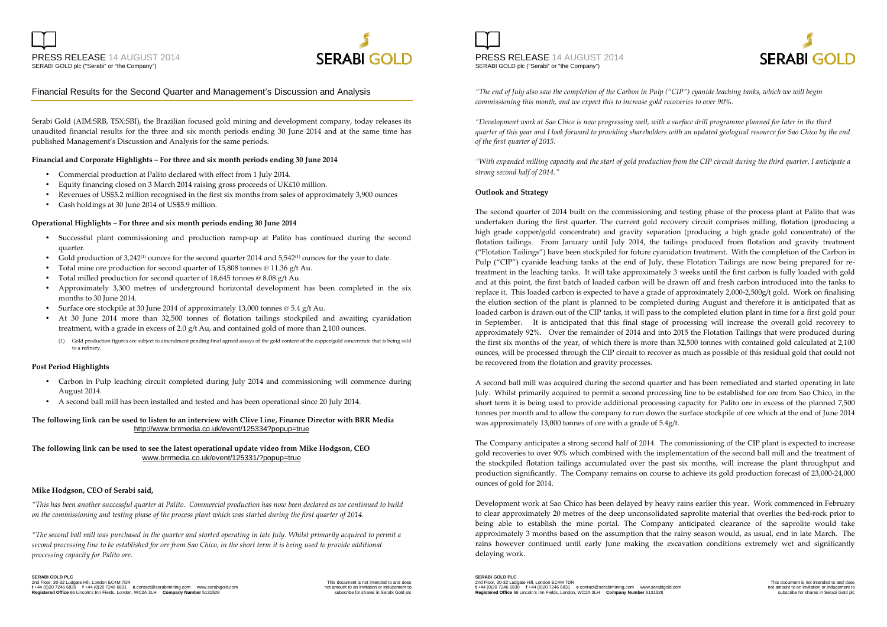# Financial Results for the Second Quarter and Management's Discussion and Analysis

Serabi Gold (AIM:SRB, TSX:SBI), the Brazilian focused gold mining and development company, today releases its unaudited financial results for the three and six month periods ending 30 June 2014 and at the same time has published Management's Discussion and Analysis for the same periods.

**Financial and Corporate Highlights – For three and six month periods ending 30 June 2014**

- Commercial production at Palito declared with effect from 1 July 2014.
- Equity financing closed on 3 March 2014 raising gross proceeds of UK£10 million.
- Revenues of US$5.2 million recognised in the first six months from sales of approximately 3,900 ounces
- Cash holdings at 30 June 2014 of US$5.9 million.

**Operational Highlights – For three and six month periods ending 30 June 2014**

- Successful plant commissioning and production ramp-up at Palito has continued during the second quarter.
- Gold production of 3,242[(1)] ounces for the second quarter 2014 and 5,542[(1)] ounces for the year to date.
- Total mine ore production for second quarter of 15,808 tonnes @ 11.36 g/t Au.
- Total milled production for second quarter of 18,645 tonnes @ 8.08 g/t Au.
- Approximately 3,300 metres of underground horizontal development has been completed in the six months to 30 June 2014.
- Surface ore stockpile at 30 June 2014 of approximately 13,000 tonnes @ 5.4 g/t Au.
- At 30 June 2014 more than 32,500 tonnes of flotation tailings stockpiled and awaiting cyanidation treatment, with a grade in excess of 2.0 g/t Au, and contained gold of more than 2,100 ounces.

(1) Gold production figures are subject to amendment pending final agreed assays of the gold content of the copper/gold concentrate that is being sold to a refinery.

**Post Period Highlights**

- Carbon in Pulp leaching circuit completed during July 2014 and commissioning will commence during August 2014.
- A second ball mill has been installed and tested and has been operational since 20 July 2014.

**The following link can be used to listen to an interview with Clive Line, Finance Director with BRR Media**
http://www.brrmedia.co.uk/event/125334?popup=true

**The following link can be used to see the latest operational update video from Mike Hodgson, CEO**
www.brrmedia.co.uk/event/125331/?popup=true

**Mike Hodgson, CEO of Serabi said,**

*"This has been another successful quarter at Palito. Commercial production has now been declared as we continued to build on the commissioning and testing phase of the process plant which was started during the first quarter of 2014.*

*"The second ball mill was purchased in the quarter and started operating in late July. Whilst primarily acquired to permit a second processing line to be established for ore from Sao Chico, in the short term it is being used to provide additional processing capacity for Palito ore.*

*"The end of July also saw the completion of the Carbon in Pulp ("CIP") cyanide leaching tanks, which we will begin commissioning this month, and we expect this to increase gold recoveries to over 90%.*

*"Development work at Sao Chico is now progressing well, with a surface drill programme planned for later in the third quarter of this year and I look forward to providing shareholders with an updated geological resource for Sao Chico by the end of the first quarter of 2015.*

*"With expanded milling capacity and the start of gold production from the CIP circuit during the third quarter, I anticipate a strong second half of 2014."*

**Outlook and Strategy**

The second quarter of 2014 built on the commissioning and testing phase of the process plant at Palito that was undertaken during the first quarter. The current gold recovery circuit comprises milling, flotation (producing a high grade copper/gold concentrate) and gravity separation (producing a high grade gold concentrate) of the flotation tailings. From January until July 2014, the tailings produced from flotation and gravity treatment ("Flotation Tailings") have been stockpiled for future cyanidation treatment. With the completion of the Carbon in Pulp ("CIP") cyanide leaching tanks at the end of July, these Flotation Tailings are now being prepared for re-treatment in the leaching tanks. It will take approximately 3 weeks until the first carbon is fully loaded with gold and at this point, the first batch of loaded carbon will be drawn off and fresh carbon introduced into the tanks to replace it. This loaded carbon is expected to have a grade of approximately 2,000-2,500g/t gold. Work on finalising the elution section of the plant is planned to be completed during August and therefore it is anticipated that as loaded carbon is drawn out of the CIP tanks, it will pass to the completed elution plant in time for a first gold pour in September. It is anticipated that this final stage of processing will increase the overall gold recovery to approximately 92%. Over the remainder of 2014 and into 2015 the Flotation Tailings that were produced during the first six months of the year, of which there is more than 32,500 tonnes with contained gold calculated at 2,100 ounces, will be processed through the CIP circuit to recover as much as possible of this residual gold that could not be recovered from the flotation and gravity processes.

A second ball mill was acquired during the second quarter and has been remediated and started operating in late July. Whilst primarily acquired to permit a second processing line to be established for ore from Sao Chico, in the short term it is being used to provide additional processing capacity for Palito ore in excess of the planned 7,500 tonnes per month and to allow the company to run down the surface stockpile of ore which at the end of June 2014 was approximately 13,000 tonnes of ore with a grade of 5.4g/t.

The Company anticipates a strong second half of 2014. The commissioning of the CIP plant is expected to increase gold recoveries to over 90% which combined with the implementation of the second ball mill and the treatment of the stockpiled flotation tailings accumulated over the past six months, will increase the plant throughput and production significantly. The Company remains on course to achieve its gold production forecast of 23,000-24,000 ounces of gold for 2014.

Development work at Sao Chico has been delayed by heavy rains earlier this year. Work commenced in February to clear approximately 20 metres of the deep unconsolidated saprolite material that overlies the bed-rock prior to being able to establish the mine portal. The Company anticipated clearance of the saprolite would take approximately 3 months based on the assumption that the rainy season would, as usual, end in late March. The rains however continued until early June making the excavation conditions extremely wet and significantly delaying work.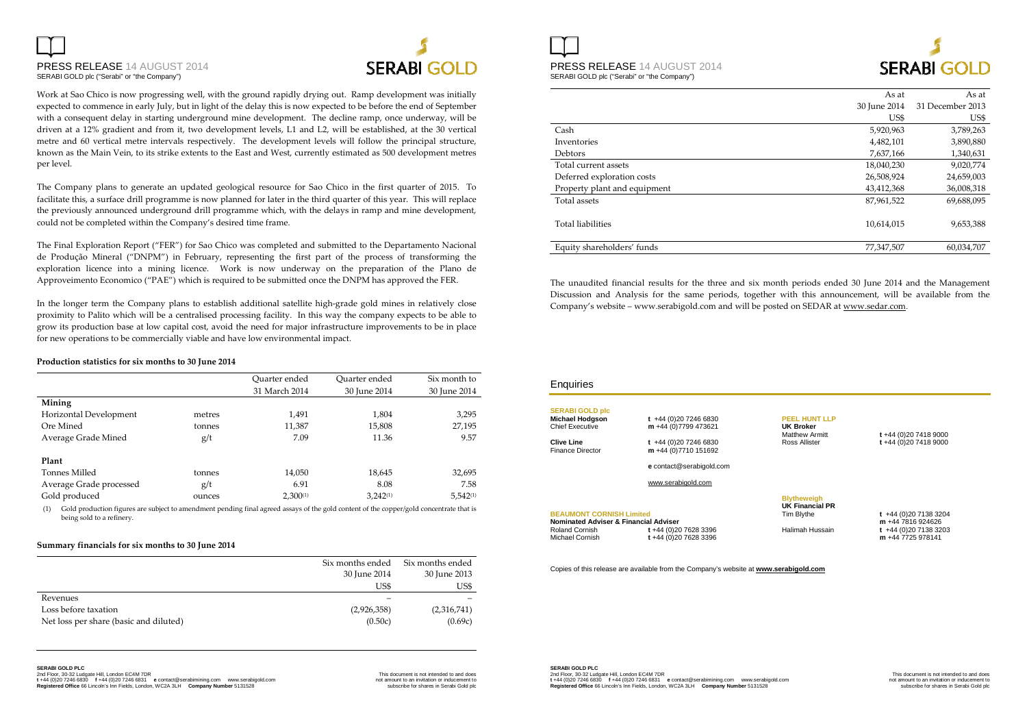Work at Sao Chico is now progressing well, with the ground rapidly drying out. Ramp development was initially expected to commence in early July, but in light of the delay this is now expected to be before the end of September with a consequent delay in starting underground mine development. The decline ramp, once underway, will be driven at a 12% gradient and from it, two development levels, L1 and L2, will be established, at the 30 vertical metre and 60 vertical metre intervals respectively. The development levels will follow the principal structure, known as the Main Vein, to its strike extents to the East and West, currently estimated as 500 development metres per level.

The Company plans to generate an updated geological resource for Sao Chico in the first quarter of 2015. To facilitate this, a surface drill programme is now planned for later in the third quarter of this year. This will replace the previously announced underground drill programme which, with the delays in ramp and mine development, could not be completed within the Company's desired time frame.

The Final Exploration Report ("FER") for Sao Chico was completed and submitted to the Departamento Nacional de Produção Mineral ("DNPM") in February, representing the first part of the process of transforming the exploration licence into a mining licence. Work is now underway on the preparation of the Plano de Approveimento Economico ("PAE") which is required to be submitted once the DNPM has approved the FER.

In the longer term the Company plans to establish additional satellite high-grade gold mines in relatively close proximity to Palito which will be a centralised processing facility. In this way the company expects to be able to grow its production base at low capital cost, avoid the need for major infrastructure improvements to be in place for new operations to be commercially viable and have low environmental impact.

**Production statistics for six months to 30 June 2014**

| | | Quarter ended 31 March 2014 | Quarter ended 30 June 2014 | Six month to 30 June 2014 |
|---|---|---|---|---|
| **Mining** | | | | |
| Horizontal Development | metres | 1,491 | 1,804 | 3,295 |
| Ore Mined | tonnes | 11,387 | 15,808 | 27,195 |
| Average Grade Mined | g/t | 7.09 | 11.36 | 9.57 |
| **Plant** | | | | |
| Tonnes Milled | tonnes | 14,050 | 18,645 | 32,695 |
| Average Grade processed | g/t | 6.91 | 8.08 | 7.58 |
| Gold produced | ounces | 2,300(1) | 3,242(1) | 5,542(1) |

(1) Gold production figures are subject to amendment pending final agreed assays of the gold content of the copper/gold concentrate that is being sold to a refinery.

**Summary financials for six months to 30 June 2014**

| | Six months ended 30 June 2014 | Six months ended 30 June 2013 |
|---|---|---|
| | US$ | US$ |
| Revenues | – | – |
| Loss before taxation | (2,926,358) | (2,316,741) |
| Net loss per share (basic and diluted) | (0.50c) | (0.69c) |

| | As at 30 June 2014 | As at 31 December 2013 |
|---|---|---|
| | US$ | US$ |
| Cash | 5,920,963 | 3,789,263 |
| Inventories | 4,482,101 | 3,890,880 |
| Debtors | 7,637,166 | 1,340,631 |
| Total current assets | 18,040,230 | 9,020,774 |
| Deferred exploration costs | 26,508,924 | 24,659,003 |
| Property plant and equipment | 43,412,368 | 36,008,318 |
| Total assets | 87,961,522 | 69,688,095 |
| Total liabilities | 10,614,015 | 9,653,388 |
| Equity shareholders' funds | 77,347,507 | 60,034,707 |

The unaudited financial results for the three and six month periods ended 30 June 2014 and the Management Discussion and Analysis for the same periods, together with this announcement, will be available from the Company's website – www.serabigold.com and will be posted on SEDAR at www.sedar.com.

## Enquiries

**SERABI GOLD plc**

**Michael Hodgson** – Chief Executive
t +44 (0)20 7246 6830
m +44 (0)7799 473621

**Clive Line** – Finance Director
t +44 (0)20 7246 6830
m +44 (0)7710 151692

e contact@serabigold.com

www.serabigold.com

**PEEL HUNT LLP**
**UK Broker**
Matthew Armitt – t +44 (0)20 7418 9000
Ross Allister – t +44 (0)20 7418 9000

**BEAUMONT CORNISH Limited**
**Nominated Adviser & Financial Adviser**
Roland Cornish – t +44 (0)20 7628 3396
Michael Cornish – t +44 (0)20 7628 3396

**Blytheweigh**
**UK Financial PR**
Tim Blythe – t +44 (0)20 7138 3204, m +44 7816 924626
Halimah Hussain – t +44 (0)20 7138 3203, m +44 7725 978141

Copies of this release are available from the Company's website at **www.serabigold.com**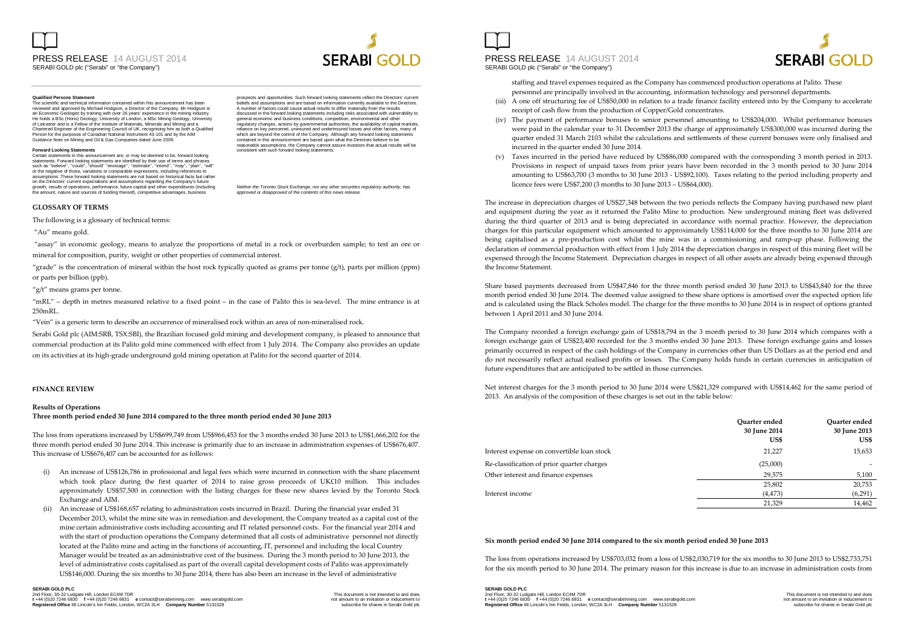**Qualified Persons Statement**

The scientific and technical information contained within this announcement has been reviewed and approved by Michael Hodgson, a Director of the Company. Mr Hodgson is an Economic Geologist by training with over 26 years' experience in the mining industry. He holds a BSc (Hons) Geology, University of London, a MSc Mining Geology, University of Leicester and is a Fellow of the Institute of Materials, Minerals and Mining and a Chartered Engineer of the Engineering Council of UK, recognising him as both a Qualified Person for the purposes of Canadian National Instrument 43-101 and by the AIM Guidance Note on Mining and Oil & Gas Companies dated June 2009.

**Forward Looking Statements**

Certain statements in this announcement are, or may be deemed to be, forward looking statements. Forward looking statements are identified by their use of terms and phrases such as "believe", "could", "should" "envisage", "estimate", "intend", "may", "plan", "will" or the negative of those, variations or comparable expressions, including references to assumptions. These forward looking statements are not based on historical facts but rather on the Directors' current expectations and assumptions regarding the Company's future growth, results of operations, performance, future capital and other expenditures (including the amount, nature and sources of funding thereof), competitive advantages, business prospects and opportunities. Such forward looking statements reflect the Directors' current beliefs and assumptions and are based on information currently available to the Directors. A number of factors could cause actual results to differ materially from the results discussed in the forward looking statements including risks associated with vulnerability to general economic and business conditions, competition, environmental and other regulatory changes, actions by governmental authorities, the availability of capital markets, reliance on key personnel, uninsured and underinsured losses and other factors, many of which are beyond the control of the Company. Although any forward looking statements contained in this announcement are based upon what the Directors believe to be reasonable assumptions, the Company cannot assure investors that actual results will be consistent with such forward looking statements.

*Neither the Toronto Stock Exchange, nor any other securities regulatory authority, has approved or disapproved of the contents of this news release.*

## GLOSSARY OF TERMS

The following is a glossary of technical terms:

"Au" means gold.

"assay" in economic geology, means to analyze the proportions of metal in a rock or overburden sample; to test an ore or mineral for composition, purity, weight or other properties of commercial interest.

"grade" is the concentration of mineral within the host rock typically quoted as grams per tonne (g/t), parts per million (ppm) or parts per billion (ppb).

"g/t" means grams per tonne.

"mRL" – depth in metres measured relative to a fixed point – in the case of Palito this is sea-level. The mine entrance is at 250mRL.

"Vein" is a generic term to describe an occurrence of mineralised rock within an area of non-mineralised rock.

Serabi Gold plc (AIM:SRB, TSX:SBI), the Brazilian focused gold mining and development company, is pleased to announce that commercial production at its Palito gold mine commenced with effect from 1 July 2014. The Company also provides an update on its activities at its high-grade underground gold mining operation at Palito for the second quarter of 2014.

## FINANCE REVIEW

### Results of Operations

**Three month period ended 30 June 2014 compared to the three month period ended 30 June 2013**

The loss from operations increased by US$699,749 from US$966,453 for the 3 months ended 30 June 2013 to US$1,666,202 for the three month period ended 30 June 2014. This increase is primarily due to an increase in administration expenses of US$676,407. This increase of US$676,407 can be accounted for as follows:

(i) An increase of US$126,786 in professional and legal fees which were incurred in connection with the share placement which took place during the first quarter of 2014 to raise gross proceeds of UK£10 million. This includes approximately US$57,500 in connection with the listing charges for these new shares levied by the Toronto Stock Exchange and AIM.

(ii) An increase of US$168,657 relating to administration costs incurred in Brazil. During the financial year ended 31 December 2013, whilst the mine site was in remediation and development, the Company treated as a capital cost of the mine certain administrative costs including accounting and IT related personnel costs. For the financial year 2014 and with the start of production operations the Company determined that all costs of administrative personnel not directly located at the Palito mine and acting in the functions of accounting, IT, personnel and including the local Country Manager would be treated as an administrative cost of the business. During the 3 month period to 30 June 2013, the level of administrative costs capitalised as part of the overall capital development costs of Palito was approximately US$146,000. During the six months to 30 June 2014, there has also been an increase in the level of administrative staffing and travel expenses required as the Company has commenced production operations at Palito. These personnel are principally involved in the accounting, information technology and personnel departments.

(iii) A one off structuring fee of US$50,000 in relation to a trade finance facility entered into by the Company to accelerate receipt of cash flow from the production of Copper/Gold concentrates.

(iv) The payment of performance bonuses to senior personnel amounting to US$204,000. Whilst performance bonuses were paid in the calendar year to 31 December 2013 the charge of approximately US$300,000 was incurred during the quarter ended 31 March 2103 whilst the calculations and settlements of these current bonuses were only finalised and incurred in the quarter ended 30 June 2014.

(v) Taxes incurred in the period have reduced by US$86,000 compared with the corresponding 3 month period in 2013. Provisions in respect of unpaid taxes from prior years have been recorded in the 3 month period to 30 June 2014 amounting to US$63,700 (3 months to 30 June 2013 - US$92,100). Taxes relating to the period including property and licence fees were US$7,200 (3 months to 30 June 2013 – US$64,000).

The increase in depreciation charges of US$27,348 between the two periods reflects the Company having purchased new plant and equipment during the year as it returned the Palito Mine to production. New underground mining fleet was delivered during the third quarter of 2013 and is being depreciated in accordance with normal practice. However, the depreciation charges for this particular equipment which amounted to approximately US$114,000 for the three months to 30 June 2014 are being capitalised as a pre-production cost whilst the mine was in a commissioning and ramp-up phase. Following the declaration of commercial production with effect from 1 July 2014 the depreciation charges in respect of this mining fleet will be expensed through the Income Statement. Depreciation charges in respect of all other assets are already being expensed through the Income Statement.

Share based payments decreased from US$47,846 for the three month period ended 30 June 2013 to US$43,840 for the three month period ended 30 June 2014. The deemed value assigned to these share options is amortised over the expected option life and is calculated using the Black Scholes model. The charge for the three months to 30 June 2014 is in respect of options granted between 1 April 2011 and 30 June 2014.

The Company recorded a foreign exchange gain of US$18,794 in the 3 month period to 30 June 2014 which compares with a foreign exchange gain of US$23,400 recorded for the 3 months ended 30 June 2013. These foreign exchange gains and losses primarily occurred in respect of the cash holdings of the Company in currencies other than US Dollars as at the period end and do not necessarily reflect actual realised profits or losses. The Company holds funds in certain currencies in anticipation of future expenditures that are anticipated to be settled in those currencies.

Net interest charges for the 3 month period to 30 June 2014 were US$21,329 compared with US$14,462 for the same period of 2013. An analysis of the composition of these charges is set out in the table below:

| | Quarter ended 30 June 2014 US$ | Quarter ended 30 June 2013 US$ |
|---|---|---|
| Interest expense on convertible loan stock | 21,227 | 15,653 |
| Re-classification of prior quarter charges | (25,000) | - |
| Other interest and finance expenses | 29,575 | 5,100 |
| | 25,802 | 20,753 |
| Interest income | (4,473) | (6,291) |
| | 21,329 | 14,462 |

**Six month period ended 30 June 2014 compared to the six month period ended 30 June 2013**

The loss from operations increased by US$703,032 from a loss of US$2,030,719 for the six months to 30 June 2013 to US$2,733,751 for the six month period to 30 June 2014. The primary reason for this increase is due to an increase in administration costs from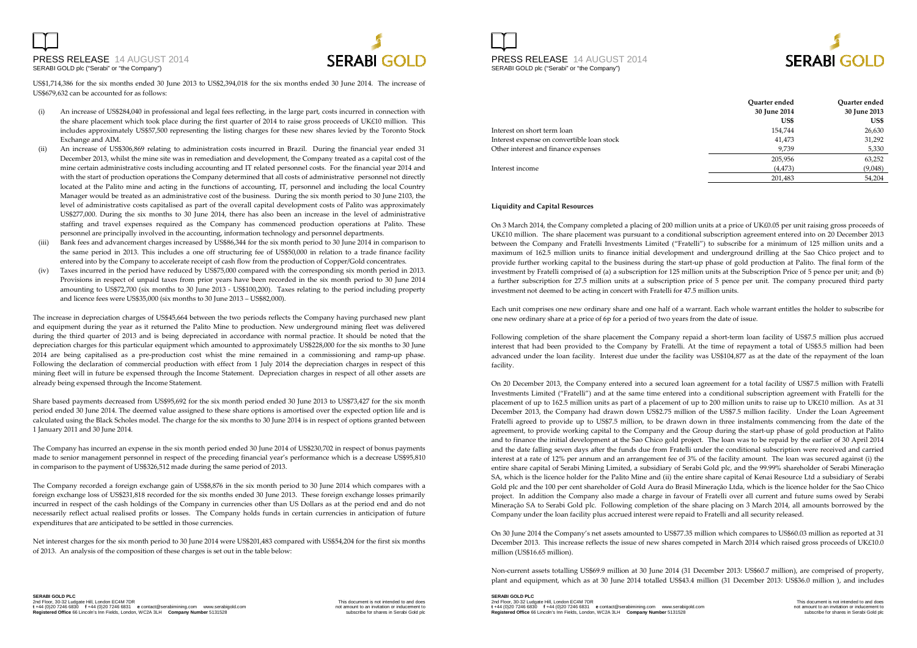US$1,714,386 for the six months ended 30 June 2013 to US$2,394,018 for the six months ended 30 June 2014. The increase of US$679,632 can be accounted for as follows:

(i) An increase of US$284,040 in professional and legal fees reflecting, in the large part, costs incurred in connection with the share placement which took place during the first quarter of 2014 to raise gross proceeds of UK£10 million. This includes approximately US$57,500 representing the listing charges for these new shares levied by the Toronto Stock Exchange and AIM.

(ii) An increase of US$306,869 relating to administration costs incurred in Brazil. During the financial year ended 31 December 2013, whilst the mine site was in remediation and development, the Company treated as a capital cost of the mine certain administrative costs including accounting and IT related personnel costs. For the financial year 2014 and with the start of production operations the Company determined that all costs of administrative personnel not directly located at the Palito mine and acting in the functions of accounting, IT, personnel and including the local Country Manager would be treated as an administrative cost of the business. During the six month period to 30 June 2103, the level of administrative costs capitalised as part of the overall capital development costs of Palito was approximately US$277,000. During the six months to 30 June 2014, there has also been an increase in the level of administrative staffing and travel expenses required as the Company has commenced production operations at Palito. These personnel are principally involved in the accounting, information technology and personnel departments.

(iii) Bank fees and advancement charges increased by US$86,344 for the six month period to 30 June 2014 in comparison to the same period in 2013. This includes a one off structuring fee of US$50,000 in relation to a trade finance facility entered into by the Company to accelerate receipt of cash flow from the production of Copper/Gold concentrates.

(iv) Taxes incurred in the period have reduced by US$75,000 compared with the corresponding six month period in 2013. Provisions in respect of unpaid taxes from prior years have been recorded in the six month period to 30 June 2014 amounting to US$72,700 (six months to 30 June 2013 - US$100,200). Taxes relating to the period including property and licence fees were US$35,000 (six months to 30 June 2013 – US$82,000).

The increase in depreciation charges of US$45,664 between the two periods reflects the Company having purchased new plant and equipment during the year as it returned the Palito Mine to production. New underground mining fleet was delivered during the third quarter of 2013 and is being depreciated in accordance with normal practice. It should be noted that the depreciation charges for this particular equipment which amounted to approximately US$228,000 for the six months to 30 June 2014 are being capitalised as a pre-production cost whist the mine remained in a commissioning and ramp-up phase. Following the declaration of commercial production with effect from 1 July 2014 the depreciation charges in respect of this mining fleet will in future be expensed through the Income Statement. Depreciation charges in respect of all other assets are already being expensed through the Income Statement.

Share based payments decreased from US$95,692 for the six month period ended 30 June 2013 to US$73,427 for the six month period ended 30 June 2014. The deemed value assigned to these share options is amortised over the expected option life and is calculated using the Black Scholes model. The charge for the six months to 30 June 2014 is in respect of options granted between 1 January 2011 and 30 June 2014.

The Company has incurred an expense in the six month period ended 30 June 2014 of US$230,702 in respect of bonus payments made to senior management personnel in respect of the preceding financial year's performance which is a decrease US$95,810 in comparison to the payment of US$326,512 made during the same period of 2013.

The Company recorded a foreign exchange gain of US$8,876 in the six month period to 30 June 2014 which compares with a foreign exchange loss of US$231,818 recorded for the six months ended 30 June 2013. These foreign exchange losses primarily incurred in respect of the cash holdings of the Company in currencies other than US Dollars as at the period end and do not necessarily reflect actual realised profits or losses. The Company holds funds in certain currencies in anticipation of future expenditures that are anticipated to be settled in those currencies.

Net interest charges for the six month period to 30 June 2014 were US$201,483 compared with US$54,204 for the first six months of 2013. An analysis of the composition of these charges is set out in the table below:

| | Quarter ended 30 June 2014 US$ | Quarter ended 30 June 2013 US$ |
|---|---|---|
| Interest on short term loan | 154,744 | 26,630 |
| Interest expense on convertible loan stock | 41,473 | 31,292 |
| Other interest and finance expenses | 9,739 | 5,330 |
| | 205,956 | 63,252 |
| Interest income | (4,473) | (9,048) |
| | 201,483 | 54,204 |

**Liquidity and Capital Resources**

On 3 March 2014, the Company completed a placing of 200 million units at a price of UK£0.05 per unit raising gross proceeds of UK£10 million. The share placement was pursuant to a conditional subscription agreement entered into on 20 December 2013 between the Company and Fratelli Investments Limited ("Fratelli") to subscribe for a minimum of 125 million units and a maximum of 162.5 million units to finance initial development and underground drilling at the Sao Chico project and to provide further working capital to the business during the start-up phase of gold production at Palito. The final form of the investment by Fratelli comprised of (a) a subscription for 125 million units at the Subscription Price of 5 pence per unit; and (b) a further subscription for 27.5 million units at a subscription price of 5 pence per unit. The company procured third party investment not deemed to be acting in concert with Fratelli for 47.5 million units.

Each unit comprises one new ordinary share and one half of a warrant. Each whole warrant entitles the holder to subscribe for one new ordinary share at a price of 6p for a period of two years from the date of issue.

Following completion of the share placement the Company repaid a short-term loan facility of US$7.5 million plus accrued interest that had been provided to the Company by Fratelli. At the time of repayment a total of US$5.5 million had been advanced under the loan facility. Interest due under the facility was US$104,877 as at the date of the repayment of the loan facility.

On 20 December 2013, the Company entered into a secured loan agreement for a total facility of US$7.5 million with Fratelli Investments Limited ("Fratelli") and at the same time entered into a conditional subscription agreement with Fratelli for the placement of up to 162.5 million units as part of a placement of up to 200 million units to raise up to UK£10 million. As at 31 December 2013, the Company had drawn down US$2.75 million of the US$7.5 million facility. Under the Loan Agreement Fratelli agreed to provide up to US$7.5 million, to be drawn down in three instalments commencing from the date of the agreement, to provide working capital to the Company and the Group during the start-up phase of gold production at Palito and to finance the initial development at the Sao Chico gold project. The loan was to be repaid by the earlier of 30 April 2014 and the date falling seven days after the funds due from Fratelli under the conditional subscription were received and carried interest at a rate of 12% per annum and an arrangement fee of 3% of the facility amount. The loan was secured against (i) the entire share capital of Serabi Mining Limited, a subsidiary of Serabi Gold plc, and the 99.99% shareholder of Serabi Mineração SA, which is the licence holder for the Palito Mine and (ii) the entire share capital of Kenai Resource Ltd a subsidiary of Serabi Gold plc and the 100 per cent shareholder of Gold Aura do Brasil Mineração Ltda, which is the licence holder for the Sao Chico project. In addition the Company also made a charge in favour of Fratelli over all current and future sums owed by Serabi Mineração SA to Serabi Gold plc. Following completion of the share placing on 3 March 2014, all amounts borrowed by the Company under the loan facility plus accrued interest were repaid to Fratelli and all security released.

On 30 June 2014 the Company's net assets amounted to US$77.35 million which compares to US$60.03 million as reported at 31 December 2013. This increase reflects the issue of new shares competed in March 2014 which raised gross proceeds of UK£10.0 million (US$16.65 million).

Non-current assets totalling US$69.9 million at 30 June 2014 (31 December 2013: US$60.7 million), are comprised of property, plant and equipment, which as at 30 June 2014 totalled US$43.4 million (31 December 2013: US$36.0 million ), and includes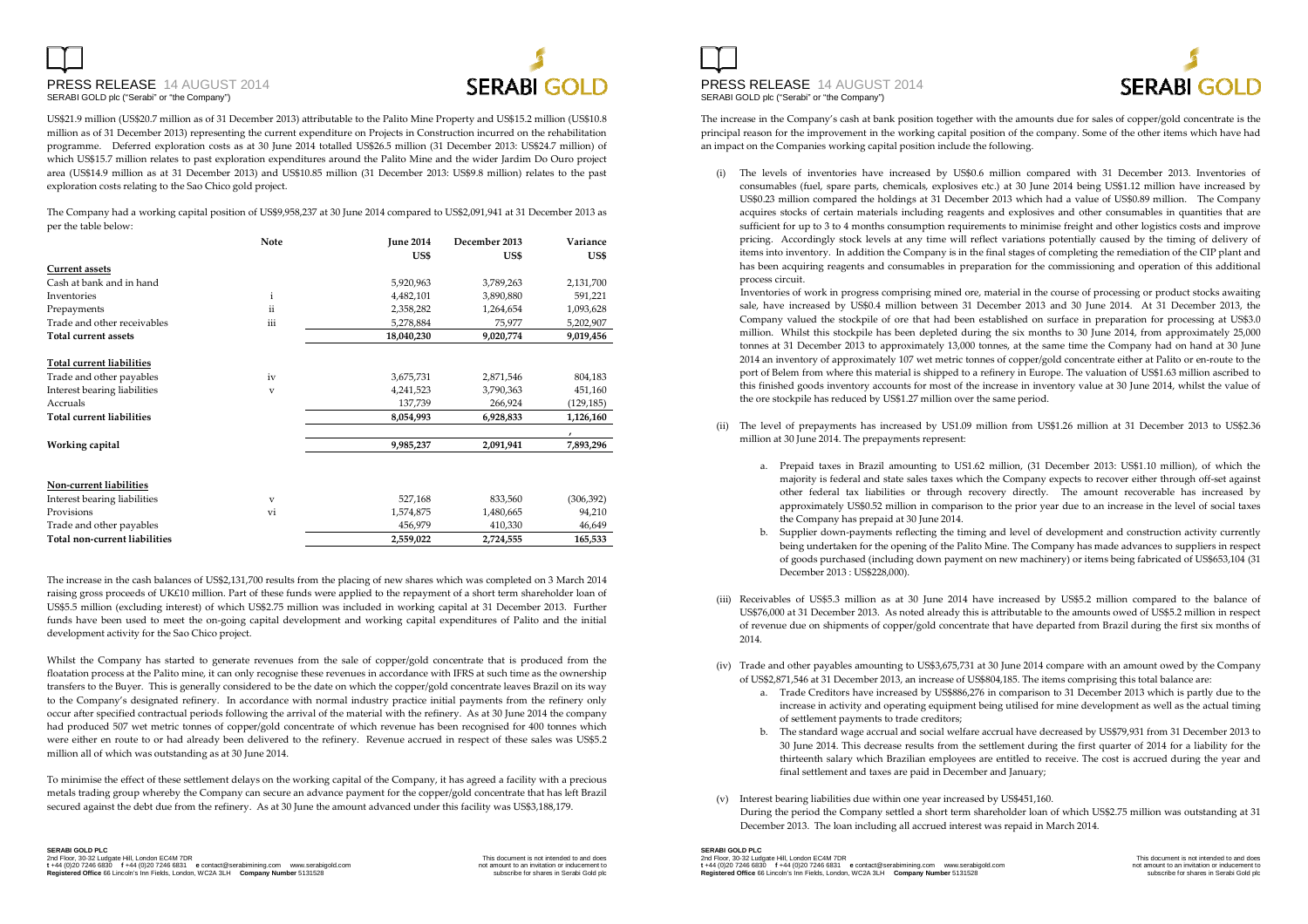US$21.9 million (US$20.7 million as of 31 December 2013) attributable to the Palito Mine Property and US$15.2 million (US$10.8 million as of 31 December 2013) representing the current expenditure on Projects in Construction incurred on the rehabilitation programme. Deferred exploration costs as at 30 June 2014 totalled US$26.5 million (31 December 2013: US$24.7 million) of which US$15.7 million relates to past exploration expenditures around the Palito Mine and the wider Jardim Do Ouro project area (US$14.9 million as at 31 December 2013) and US$10.85 million (31 December 2013: US$9.8 million) relates to the past exploration costs relating to the Sao Chico gold project.

The Company had a working capital position of US$9,958,237 at 30 June 2014 compared to US$2,091,941 at 31 December 2013 as per the table below:

| | Note | June 2014 | December 2013 | Variance |
|---|---|---|---|---|
| | | US$ | US$ | US$ |
| **Current assets** | | | | |
| Cash at bank and in hand | | 5,920,963 | 3,789,263 | 2,131,700 |
| Inventories | i | 4,482,101 | 3,890,880 | 591,221 |
| Prepayments | ii | 2,358,282 | 1,264,654 | 1,093,628 |
| Trade and other receivables | iii | 5,278,884 | 75,977 | 5,202,907 |
| **Total current assets** | | **18,040,230** | **9,020,774** | **9,019,456** |
| **Total current liabilities** | | | | |
| Trade and other payables | iv | 3,675,731 | 2,871,546 | 804,183 |
| Interest bearing liabilities | v | 4,241,523 | 3,790,363 | 451,160 |
| Accruals | | 137,739 | 266,924 | (129,185) |
| **Total current liabilities** | | **8,054,993** | **6,928,833** | **1,126,160** |
| **Working capital** | | **9,985,237** | **2,091,941** | **7,893,296** |
| **Non-current liabilities** | | | | |
| Interest bearing liabilities | v | 527,168 | 833,560 | (306,392) |
| Provisions | vi | 1,574,875 | 1,480,665 | 94,210 |
| Trade and other payables | | 456,979 | 410,330 | 46,649 |
| **Total non-current liabilities** | | **2,559,022** | **2,724,555** | **165,533** |

The increase in the cash balances of US$2,131,700 results from the placing of new shares which was completed on 3 March 2014 raising gross proceeds of UK£10 million. Part of these funds were applied to the repayment of a short term shareholder loan of US$5.5 million (excluding interest) of which US$2.75 million was included in working capital at 31 December 2013. Further funds have been used to meet the on-going capital development and working capital expenditures of Palito and the initial development activity for the Sao Chico project.

Whilst the Company has started to generate revenues from the sale of copper/gold concentrate that is produced from the floatation process at the Palito mine, it can only recognise these revenues in accordance with IFRS at such time as the ownership transfers to the Buyer. This is generally considered to be the date on which the copper/gold concentrate leaves Brazil on its way to the Company's designated refinery. In accordance with normal industry practice initial payments from the refinery only occur after specified contractual periods following the arrival of the material with the refinery. As at 30 June 2014 the company had produced 507 wet metric tonnes of copper/gold concentrate of which revenue has been recognised for 400 tonnes which were either en route to or had already been delivered to the refinery. Revenue accrued in respect of these sales was US$5.2 million all of which was outstanding as at 30 June 2014.

To minimise the effect of these settlement delays on the working capital of the Company, it has agreed a facility with a precious metals trading group whereby the Company can secure an advance payment for the copper/gold concentrate that has left Brazil secured against the debt due from the refinery. As at 30 June the amount advanced under this facility was US$3,188,179.

The increase in the Company's cash at bank position together with the amounts due for sales of copper/gold concentrate is the principal reason for the improvement in the working capital position of the company. Some of the other items which have had an impact on the Companies working capital position include the following.

(i) The levels of inventories have increased by US$0.6 million compared with 31 December 2013. Inventories of consumables (fuel, spare parts, chemicals, explosives etc.) at 30 June 2014 being US$1.12 million have increased by US$0.23 million compared the holdings at 31 December 2013 which had a value of US$0.89 million. The Company acquires stocks of certain materials including reagents and explosives and other consumables in quantities that are sufficient for up to 3 to 4 months consumption requirements to minimise freight and other logistics costs and improve pricing. Accordingly stock levels at any time will reflect variations potentially caused by the timing of delivery of items into inventory. In addition the Company is in the final stages of completing the remediation of the CIP plant and has been acquiring reagents and consumables in preparation for the commissioning and operation of this additional process circuit.

Inventories of work in progress comprising mined ore, material in the course of processing or product stocks awaiting sale, have increased by US$0.4 million between 31 December 2013 and 30 June 2014. At 31 December 2013, the Company valued the stockpile of ore that had been established on surface in preparation for processing at US$3.0 million. Whilst this stockpile has been depleted during the six months to 30 June 2014, from approximately 25,000 tonnes at 31 December 2013 to approximately 13,000 tonnes, at the same time the Company had on hand at 30 June 2014 an inventory of approximately 107 wet metric tonnes of copper/gold concentrate either at Palito or en-route to the port of Belem from where this material is shipped to a refinery in Europe. The valuation of US$1.63 million ascribed to this finished goods inventory accounts for most of the increase in inventory value at 30 June 2014, whilst the value of the ore stockpile has reduced by US$1.27 million over the same period.

(ii) The level of prepayments has increased by US1.09 million from US$1.26 million at 31 December 2013 to US$2.36 million at 30 June 2014. The prepayments represent:

   a. Prepaid taxes in Brazil amounting to US1.62 million, (31 December 2013: US$1.10 million), of which the majority is federal and state sales taxes which the Company expects to recover either through off-set against other federal tax liabilities or through recovery directly. The amount recoverable has increased by approximately US$0.52 million in comparison to the prior year due to an increase in the level of social taxes the Company has prepaid at 30 June 2014.
   b. Supplier down-payments reflecting the timing and level of development and construction activity currently being undertaken for the opening of the Palito Mine. The Company has made advances to suppliers in respect of goods purchased (including down payment on new machinery) or items being fabricated of US$653,104 (31 December 2013 : US$228,000).

(iii) Receivables of US$5.3 million as at 30 June 2014 have increased by US$5.2 million compared to the balance of US$76,000 at 31 December 2013. As noted already this is attributable to the amounts owed of US$5.2 million in respect of revenue due on shipments of copper/gold concentrate that have departed from Brazil during the first six months of 2014.

(iv) Trade and other payables amounting to US$3,675,731 at 30 June 2014 compare with an amount owed by the Company of US$2,871,546 at 31 December 2013, an increase of US$804,185. The items comprising this total balance are:
   a. Trade Creditors have increased by US$886,276 in comparison to 31 December 2013 which is partly due to the increase in activity and operating equipment being utilised for mine development as well as the actual timing of settlement payments to trade creditors;
   b. The standard wage accrual and social welfare accrual have decreased by US$79,931 from 31 December 2013 to 30 June 2014. This decrease results from the settlement during the first quarter of 2014 for a liability for the thirteenth salary which Brazilian employees are entitled to receive. The cost is accrued during the year and final settlement and taxes are paid in December and January;

(v) Interest bearing liabilities due within one year increased by US$451,160.
During the period the Company settled a short term shareholder loan of which US$2.75 million was outstanding at 31 December 2013. The loan including all accrued interest was repaid in March 2014.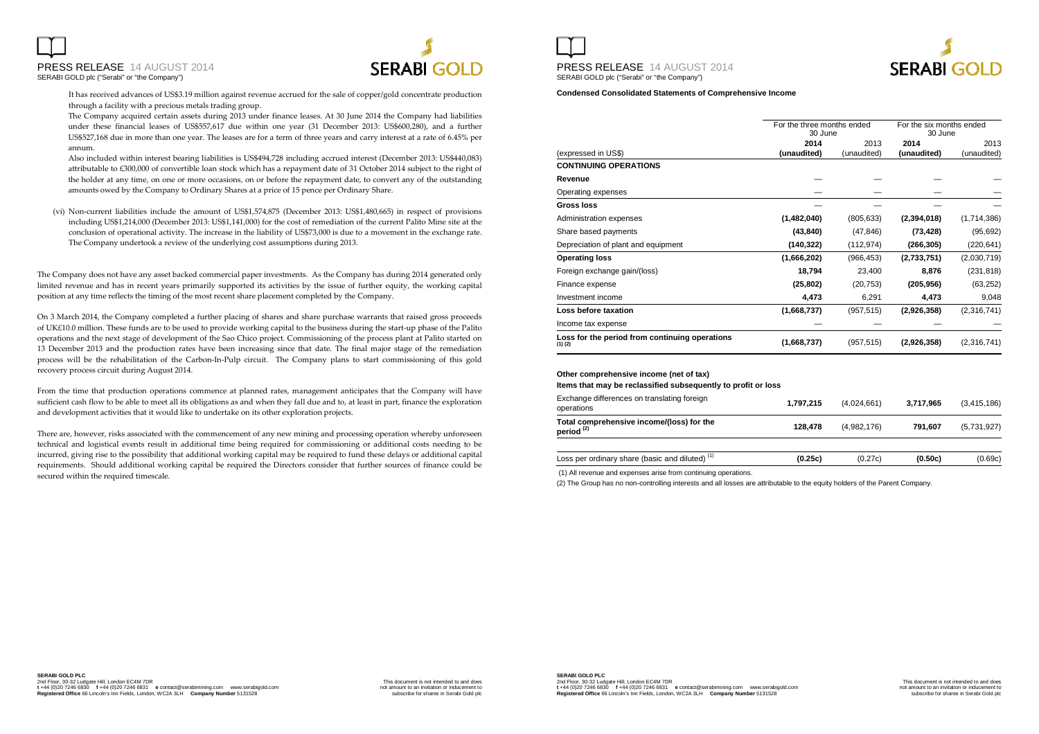It has received advances of US$3.19 million against revenue accrued for the sale of copper/gold concentrate production through a facility with a precious metals trading group.

The Company acquired certain assets during 2013 under finance leases. At 30 June 2014 the Company had liabilities under these financial leases of US$557,617 due within one year (31 December 2013: US$600,280), and a further US$527,168 due in more than one year. The leases are for a term of three years and carry interest at a rate of 6.45% per annum.

Also included within interest bearing liabilities is US$494,728 including accrued interest (December 2013: US$440,083) attributable to £300,000 of convertible loan stock which has a repayment date of 31 October 2014 subject to the right of the holder at any time, on one or more occasions, on or before the repayment date, to convert any of the outstanding amounts owed by the Company to Ordinary Shares at a price of 15 pence per Ordinary Share.

(vi) Non-current liabilities include the amount of US$1,574,875 (December 2013: US$1,480,665) in respect of provisions including US$1,214,000 (December 2013: US$1,141,000) for the cost of remediation of the current Palito Mine site at the conclusion of operational activity. The increase in the liability of US$73,000 is due to a movement in the exchange rate. The Company undertook a review of the underlying cost assumptions during 2013.

The Company does not have any asset backed commercial paper investments. As the Company has during 2014 generated only limited revenue and has in recent years primarily supported its activities by the issue of further equity, the working capital position at any time reflects the timing of the most recent share placement completed by the Company.

On 3 March 2014, the Company completed a further placing of shares and share purchase warrants that raised gross proceeds of UK£10.0 million. These funds are to be used to provide working capital to the business during the start-up phase of the Palito operations and the next stage of development of the Sao Chico project. Commissioning of the process plant at Palito started on 13 December 2013 and the production rates have been increasing since that date. The final major stage of the remediation process will be the rehabilitation of the Carbon-In-Pulp circuit. The Company plans to start commissioning of this gold recovery process circuit during August 2014.

From the time that production operations commence at planned rates, management anticipates that the Company will have sufficient cash flow to be able to meet all its obligations as and when they fall due and to, at least in part, finance the exploration and development activities that it would like to undertake on its other exploration projects.

There are, however, risks associated with the commencement of any new mining and processing operation whereby unforeseen technical and logistical events result in additional time being required for commissioning or additional costs needing to be incurred, giving rise to the possibility that additional working capital may be required to fund these delays or additional capital requirements. Should additional working capital be required the Directors consider that further sources of finance could be secured within the required timescale.

**Condensed Consolidated Statements of Comprehensive Income**

| | For the three months ended 30 June | | For the six months ended 30 June | |
|---|---|---|---|---|
| (expressed in US$) | **2014 (unaudited)** | 2013 (unaudited) | **2014 (unaudited)** | 2013 (unaudited) |
| **CONTINUING OPERATIONS** | | | | |
| **Revenue** | — | — | — | — |
| Operating expenses | — | — | — | — |
| **Gross loss** | — | — | — | — |
| Administration expenses | **(1,482,040)** | (805,633) | **(2,394,018)** | (1,714,386) |
| Share based payments | **(43,840)** | (47,846) | **(73,428)** | (95,692) |
| Depreciation of plant and equipment | **(140,322)** | (112,974) | **(266,305)** | (220,641) |
| **Operating loss** | **(1,666,202)** | (966,453) | **(2,733,751)** | (2,030,719) |
| Foreign exchange gain/(loss) | **18,794** | 23,400 | **8,876** | (231,818) |
| Finance expense | **(25,802)** | (20,753) | **(205,956)** | (63,252) |
| Investment income | **4,473** | 6,291 | **4,473** | 9,048 |
| **Loss before taxation** | **(1,668,737)** | (957,515) | **(2,926,358)** | (2,316,741) |
| Income tax expense | — | — | — | — |
| **Loss for the period from continuing operations (1) (2)** | **(1,668,737)** | (957,515) | **(2,926,358)** | (2,316,741) |
| | | | | |
| **Other comprehensive income (net of tax)** | | | | |
| **Items that may be reclassified subsequently to profit or loss** | | | | |
| Exchange differences on translating foreign operations | **1,797,215** | (4,024,661) | **3,717,965** | (3,415,186) |
| **Total comprehensive income/(loss) for the period (2)** | **128,478** | (4,982,176) | **791,607** | (5,731,927) |
| | | | | |
| Loss per ordinary share (basic and diluted) (1) | **(0.25c)** | (0.27c) | **(0.50c)** | (0.69c) |

(1) All revenue and expenses arise from continuing operations.

(2) The Group has no non-controlling interests and all losses are attributable to the equity holders of the Parent Company.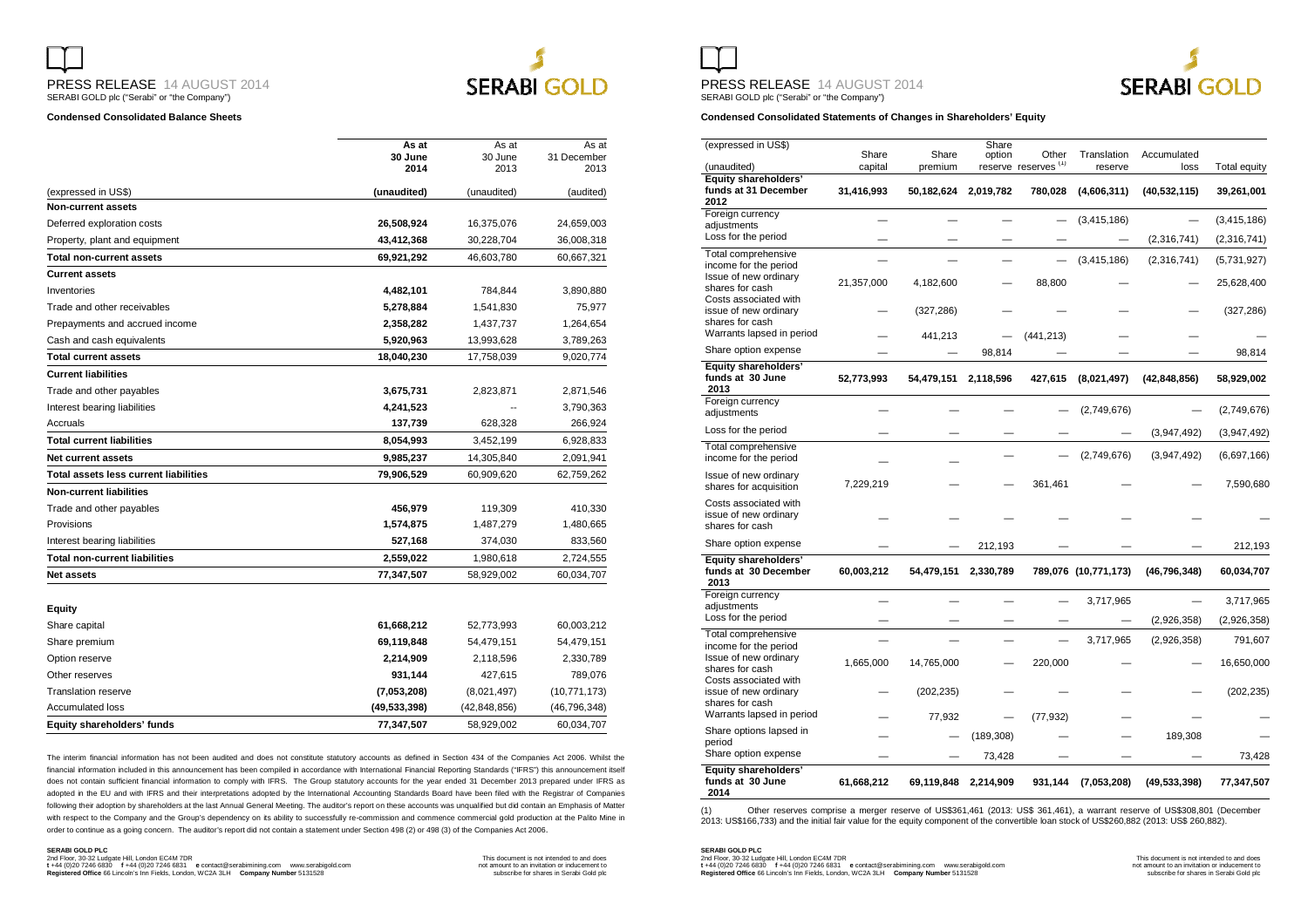### Condensed Consolidated Balance Sheets

| | As at 30 June 2014 | As at 30 June 2013 | As at 31 December 2013 |
|---|---|---|---|
| (expressed in US$) | **(unaudited)** | (unaudited) | (audited) |
| **Non-current assets** | | | |
| Deferred exploration costs | **26,508,924** | 16,375,076 | 24,659,003 |
| Property, plant and equipment | **43,412,368** | 30,228,704 | 36,008,318 |
| **Total non-current assets** | **69,921,292** | 46,603,780 | 60,667,321 |
| **Current assets** | | | |
| Inventories | **4,482,101** | 784,844 | 3,890,880 |
| Trade and other receivables | **5,278,884** | 1,541,830 | 75,977 |
| Prepayments and accrued income | **2,358,282** | 1,437,737 | 1,264,654 |
| Cash and cash equivalents | **5,920,963** | 13,993,628 | 3,789,263 |
| **Total current assets** | **18,040,230** | 17,758,039 | 9,020,774 |
| **Current liabilities** | | | |
| Trade and other payables | **3,675,731** | 2,823,871 | 2,871,546 |
| Interest bearing liabilities | **4,241,523** | -- | 3,790,363 |
| Accruals | **137,739** | 628,328 | 266,924 |
| **Total current liabilities** | **8,054,993** | 3,452,199 | 6,928,833 |
| **Net current assets** | **9,985,237** | 14,305,840 | 2,091,941 |
| **Total assets less current liabilities** | **79,906,529** | 60,909,620 | 62,759,262 |
| **Non-current liabilities** | | | |
| Trade and other payables | **456,979** | 119,309 | 410,330 |
| Provisions | **1,574,875** | 1,487,279 | 1,480,665 |
| Interest bearing liabilities | **527,168** | 374,030 | 833,560 |
| **Total non-current liabilities** | **2,559,022** | 1,980,618 | 2,724,555 |
| **Net assets** | **77,347,507** | 58,929,002 | 60,034,707 |
| | | | |
| **Equity** | | | |
| Share capital | **61,668,212** | 52,773,993 | 60,003,212 |
| Share premium | **69,119,848** | 54,479,151 | 54,479,151 |
| Option reserve | **2,214,909** | 2,118,596 | 2,330,789 |
| Other reserves | **931,144** | 427,615 | 789,076 |
| Translation reserve | **(7,053,208)** | (8,021,497) | (10,771,173) |
| Accumulated loss | **(49,533,398)** | (42,848,856) | (46,796,348) |
| **Equity shareholders' funds** | **77,347,507** | 58,929,002 | 60,034,707 |

The interim financial information has not been audited and does not constitute statutory accounts as defined in Section 434 of the Companies Act 2006. Whilst the financial information included in this announcement has been compiled in accordance with International Financial Reporting Standards ("IFRS") this announcement itself does not contain sufficient financial information to comply with IFRS. The Group statutory accounts for the year ended 31 December 2013 prepared under IFRS as adopted in the EU and with IFRS and their interpretations adopted by the International Accounting Standards Board have been filed with the Registrar of Companies following their adoption by shareholders at the last Annual General Meeting. The auditor's report on these accounts was unqualified but did contain an Emphasis of Matter with respect to the Company and the Group's dependency on its ability to successfully re-commission and commence commercial gold production at the Palito Mine in order to continue as a going concern. The auditor's report did not contain a statement under Section 498 (2) or 498 (3) of the Companies Act 2006.

### Condensed Consolidated Statements of Changes in Shareholders' Equity

| (expressed in US$) (unaudited) | Share capital | Share premium | Share option reserve | Other reserves [1] | Translation reserve | Accumulated loss | Total equity |
|---|---|---|---|---|---|---|---|
| **Equity shareholders' funds at 31 December 2012** | **31,416,993** | **50,182,624** | **2,019,782** | **780,028** | **(4,606,311)** | **(40,532,115)** | **39,261,001** |
| Foreign currency adjustments | — | — | — | — | (3,415,186) | — | (3,415,186) |
| Loss for the period | — | — | — | — | — | (2,316,741) | (2,316,741) |
| Total comprehensive income for the period | — | — | — | — | (3,415,186) | (2,316,741) | (5,731,927) |
| Issue of new ordinary shares for cash | 21,357,000 | 4,182,600 | — | 88,800 | — | — | 25,628,400 |
| Costs associated with issue of new ordinary shares for cash | — | (327,286) | — | — | — | — | (327,286) |
| Warrants lapsed in period | — | 441,213 | — | (441,213) | — | — | — |
| Share option expense | — | — | 98,814 | — | — | — | 98,814 |
| **Equity shareholders' funds at 30 June 2013** | **52,773,993** | **54,479,151** | **2,118,596** | **427,615** | **(8,021,497)** | **(42,848,856)** | **58,929,002** |
| Foreign currency adjustments | — | — | — | — | (2,749,676) | — | (2,749,676) |
| Loss for the period | — | — | — | — | — | (3,947,492) | (3,947,492) |
| Total comprehensive income for the period | — | — | — | — | (2,749,676) | (3,947,492) | (6,697,166) |
| Issue of new ordinary shares for acquisition | 7,229,219 | — | — | 361,461 | — | — | 7,590,680 |
| Costs associated with issue of new ordinary shares for cash | — | — | — | — | — | — | — |
| Share option expense | — | — | 212,193 | — | — | — | 212,193 |
| **Equity shareholders' funds at 30 December 2013** | **60,003,212** | **54,479,151** | **2,330,789** | **789,076** | **(10,771,173)** | **(46,796,348)** | **60,034,707** |
| Foreign currency adjustments | — | — | — | — | 3,717,965 | — | 3,717,965 |
| Loss for the period | — | — | — | — | — | (2,926,358) | (2,926,358) |
| Total comprehensive income for the period | — | — | — | — | 3,717,965 | (2,926,358) | 791,607 |
| Issue of new ordinary shares for cash | 1,665,000 | 14,765,000 | — | 220,000 | — | — | 16,650,000 |
| Costs associated with issue of new ordinary shares for cash | — | (202,235) | — | — | — | — | (202,235) |
| Warrants lapsed in period | — | 77,932 | — | (77,932) | — | — | — |
| Share options lapsed in period | — | — | (189,308) | — | — | 189,308 | — |
| Share option expense | — | — | 73,428 | — | — | — | 73,428 |
| **Equity shareholders' funds at 30 June 2014** | **61,668,212** | **69,119,848** | **2,214,909** | **931,144** | **(7,053,208)** | **(49,533,398)** | **77,347,507** |

(1) Other reserves comprise a merger reserve of US$361,461 (2013: US$ 361,461), a warrant reserve of US$308,801 (December 2013: US$166,733) and the initial fair value for the equity component of the convertible loan stock of US$260,882 (2013: US$ 260,882).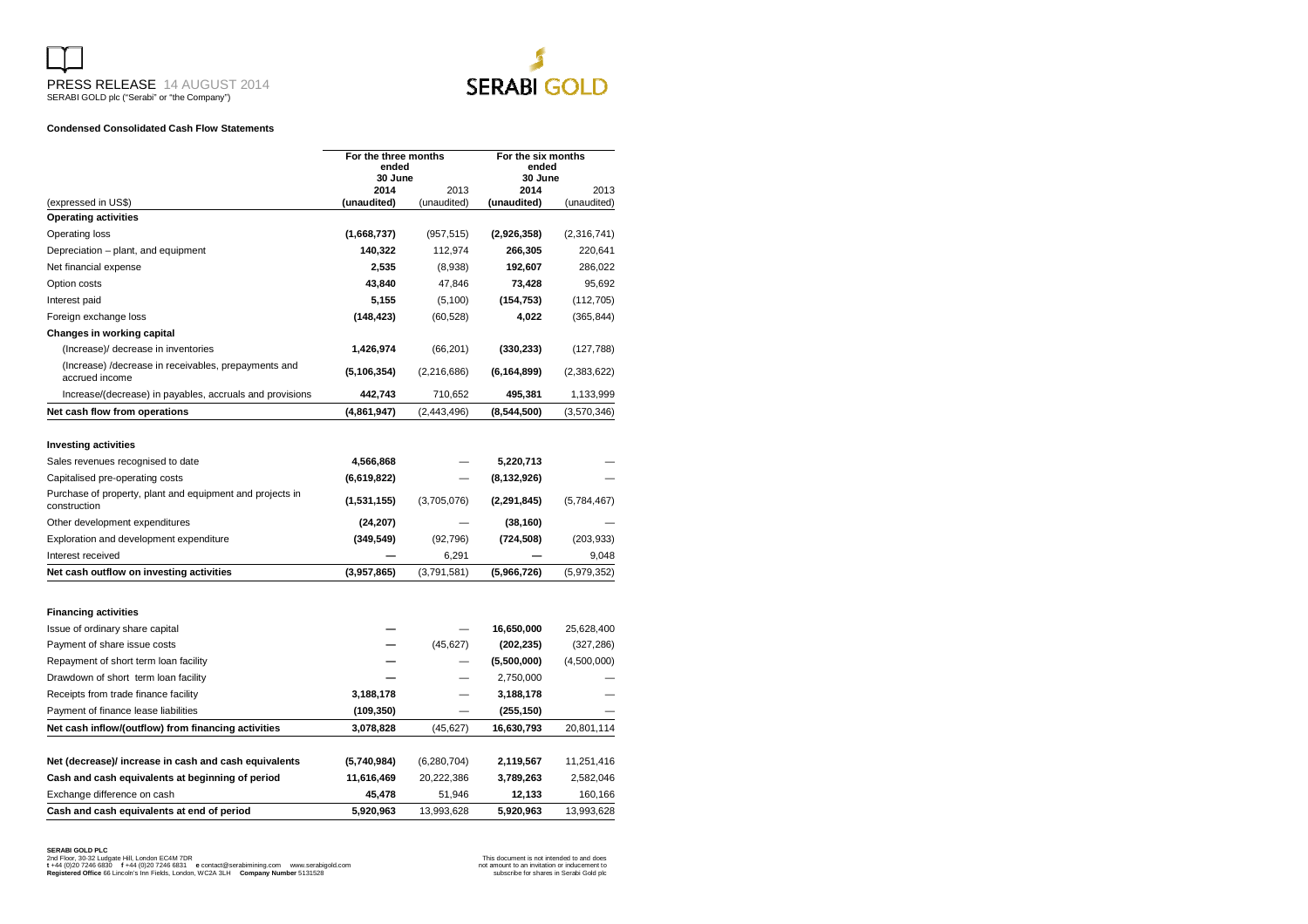PRESS RELEASE 14 AUGUST 2014
SERABI GOLD plc ("Serabi" or "the Company")

**Condensed Consolidated Cash Flow Statements**

| | For the three months ended 30 June | | For the six months ended 30 June | |
|---|---|---|---|---|
| | **2014** | 2013 | **2014** | 2013 |
| (expressed in US$) | **(unaudited)** | (unaudited) | **(unaudited)** | (unaudited) |
| **Operating activities** | | | | |
| Operating loss | **(1,668,737)** | (957,515) | **(2,926,358)** | (2,316,741) |
| Depreciation – plant, and equipment | **140,322** | 112,974 | **266,305** | 220,641 |
| Net financial expense | **2,535** | (8,938) | **192,607** | 286,022 |
| Option costs | **43,840** | 47,846 | **73,428** | 95,692 |
| Interest paid | **5,155** | (5,100) | **(154,753)** | (112,705) |
| Foreign exchange loss | **(148,423)** | (60,528) | **4,022** | (365,844) |
| **Changes in working capital** | | | | |
| (Increase)/ decrease in inventories | **1,426,974** | (66,201) | **(330,233)** | (127,788) |
| (Increase) /decrease in receivables, prepayments and accrued income | **(5,106,354)** | (2,216,686) | **(6,164,899)** | (2,383,622) |
| Increase/(decrease) in payables, accruals and provisions | **442,743** | 710,652 | **495,381** | 1,133,999 |
| **Net cash flow from operations** | **(4,861,947)** | (2,443,496) | **(8,544,500)** | (3,570,346) |
| | | | | |
| **Investing activities** | | | | |
| Sales revenues recognised to date | **4,566,868** | — | **5,220,713** | — |
| Capitalised pre-operating costs | **(6,619,822)** | — | **(8,132,926)** | — |
| Purchase of property, plant and equipment and projects in construction | **(1,531,155)** | (3,705,076) | **(2,291,845)** | (5,784,467) |
| Other development expenditures | **(24,207)** | — | **(38,160)** | — |
| Exploration and development expenditure | **(349,549)** | (92,796) | **(724,508)** | (203,933) |
| Interest received | **—** | 6,291 | **—** | 9,048 |
| **Net cash outflow on investing activities** | **(3,957,865)** | (3,791,581) | **(5,966,726)** | (5,979,352) |
| | | | | |
| **Financing activities** | | | | |
| Issue of ordinary share capital | **—** | — | **16,650,000** | 25,628,400 |
| Payment of share issue costs | **—** | (45,627) | **(202,235)** | (327,286) |
| Repayment of short term loan facility | **—** | — | **(5,500,000)** | (4,500,000) |
| Drawdown of short term loan facility | **—** | — | 2,750,000 | — |
| Receipts from trade finance facility | **3,188,178** | — | **3,188,178** | — |
| Payment of finance lease liabilities | **(109,350)** | — | **(255,150)** | — |
| **Net cash inflow/(outflow) from financing activities** | **3,078,828** | (45,627) | **16,630,793** | 20,801,114 |
| | | | | |
| **Net (decrease)/ increase in cash and cash equivalents** | **(5,740,984)** | (6,280,704) | **2,119,567** | 11,251,416 |
| **Cash and cash equivalents at beginning of period** | **11,616,469** | 20,222,386 | **3,789,263** | 2,582,046 |
| Exchange difference on cash | **45,478** | 51,946 | **12,133** | 160,166 |
| **Cash and cash equivalents at end of period** | **5,920,963** | 13,993,628 | **5,920,963** | 13,993,628 |

**SERABI GOLD PLC**
2nd Floor, 30-32 Ludgate Hill, London EC4M 7DR
**t** +44 (0)20 7246 6830 **f** +44 (0)20 7246 6831 **e** contact@serabimining.com www.serabigold.com
**Registered Office** 66 Lincoln's Inn Fields, London, WC2A 3LH **Company Number** 5131528

This document is not intended to and does not amount to an invitation or inducement to subscribe for shares in Serabi Gold plc